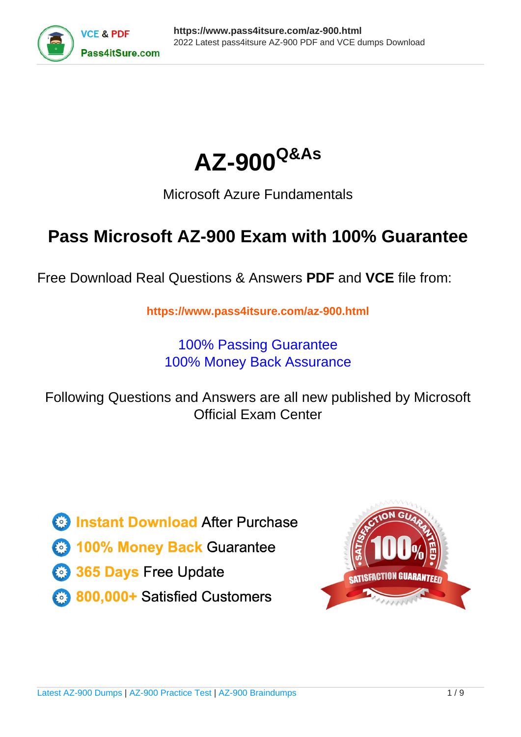# AZ-900 Q&As

Microsoft Azure Fundamentals

## Pass Microsoft AZ-900 Exam with 100% Guarantee

Free Download Real Questions & Answers **PDF** and **VCE** file from:

**https://www.pass4itsure.com/az-900.html**

100% Passing Guarantee
100% Money Back Assurance

Following Questions and Answers are all new published by Microsoft Official Exam Center

- **Instant Download** After Purchase
- **100% Money Back** Guarantee
- **365 Days** Free Update
- **800,000+** Satisfied Customers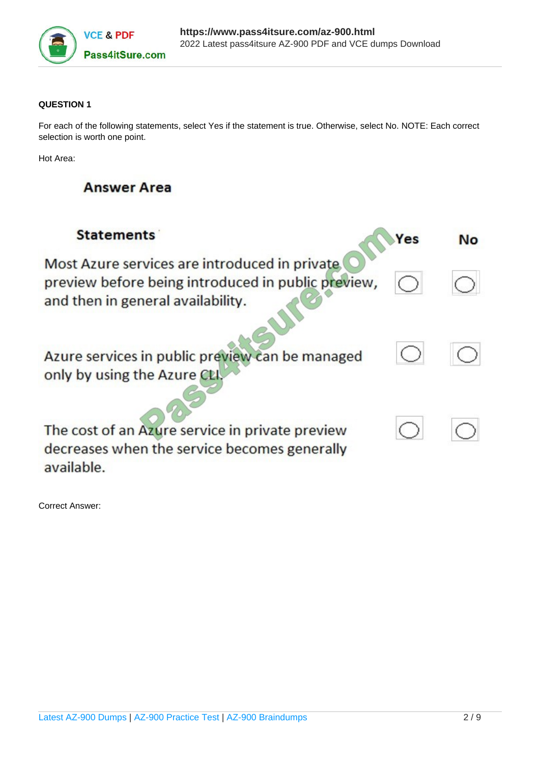**QUESTION 1**

For each of the following statements, select Yes if the statement is true. Otherwise, select No. NOTE: Each correct selection is worth one point.

Hot Area:

## Answer Area

| Statements | Yes | No |
| --- | --- | --- |
| Most Azure services are introduced in private preview before being introduced in public preview, and then in general availability. | ○ | ○ |
| Azure services in public preview can be managed only by using the Azure CLI. | ○ | ○ |
| The cost of an Azure service in private preview decreases when the service becomes generally available. | ○ | ○ |

Correct Answer: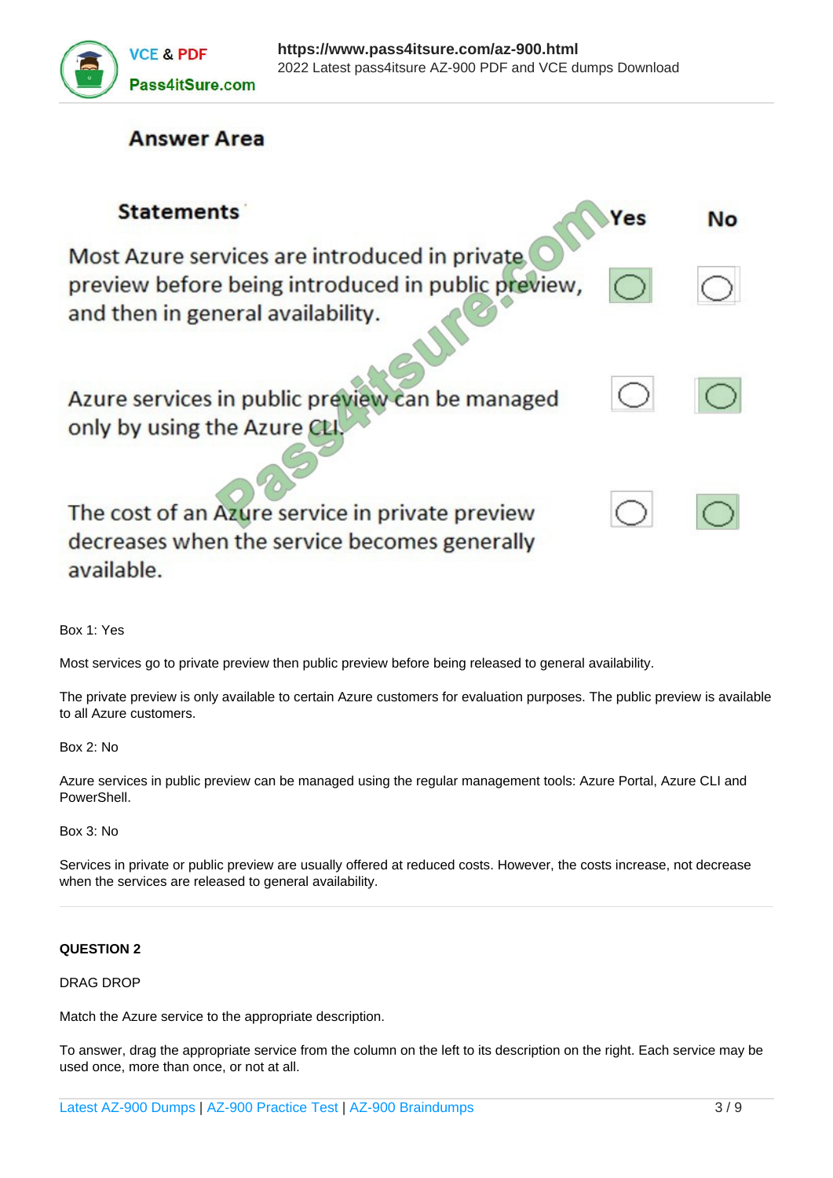Answer Area

| Statements | Yes | No |
|---|---|---|
| Most Azure services are introduced in private preview before being introduced in public preview, and then in general availability. | ◉ | ○ |
| Azure services in public preview can be managed only by using the Azure CLI. | ○ | ◉ |
| The cost of an Azure service in private preview decreases when the service becomes generally available. | ○ | ◉ |

Box 1: Yes

Most services go to private preview then public preview before being released to general availability.

The private preview is only available to certain Azure customers for evaluation purposes. The public preview is available to all Azure customers.

Box 2: No

Azure services in public preview can be managed using the regular management tools: Azure Portal, Azure CLI and PowerShell.

Box 3: No

Services in private or public preview are usually offered at reduced costs. However, the costs increase, not decrease when the services are released to general availability.

---

**QUESTION 2**

DRAG DROP

Match the Azure service to the appropriate description.

To answer, drag the appropriate service from the column on the left to its description on the right. Each service may be used once, more than once, or not at all.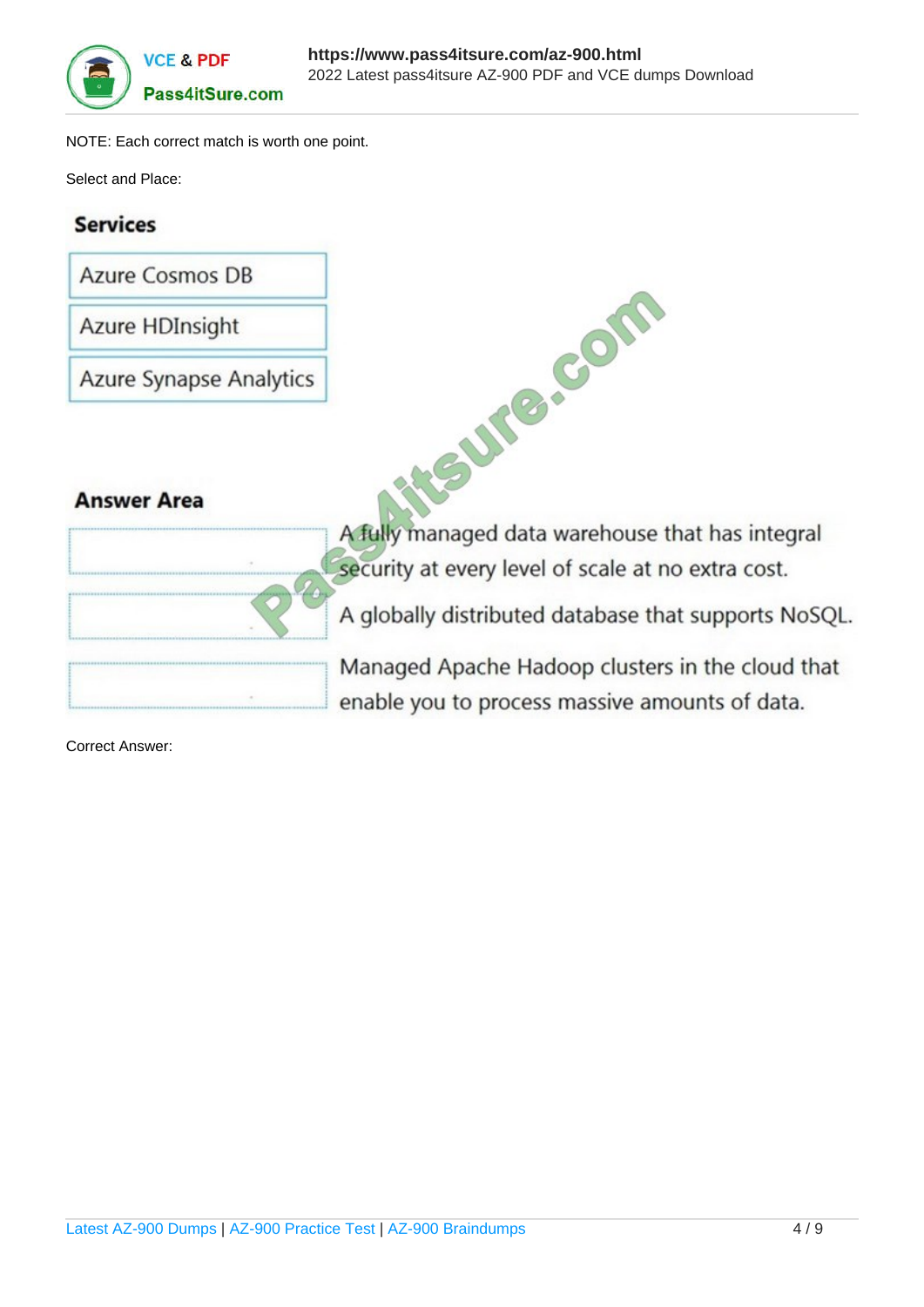NOTE: Each correct match is worth one point.

Select and Place:

**Services**

- Azure Cosmos DB
- Azure HDInsight
- Azure Synapse Analytics

**Answer Area**

| | |
|---|---|
| | A fully managed data warehouse that has integral security at every level of scale at no extra cost. |
| | A globally distributed database that supports NoSQL. |
| | Managed Apache Hadoop clusters in the cloud that enable you to process massive amounts of data. |

Correct Answer: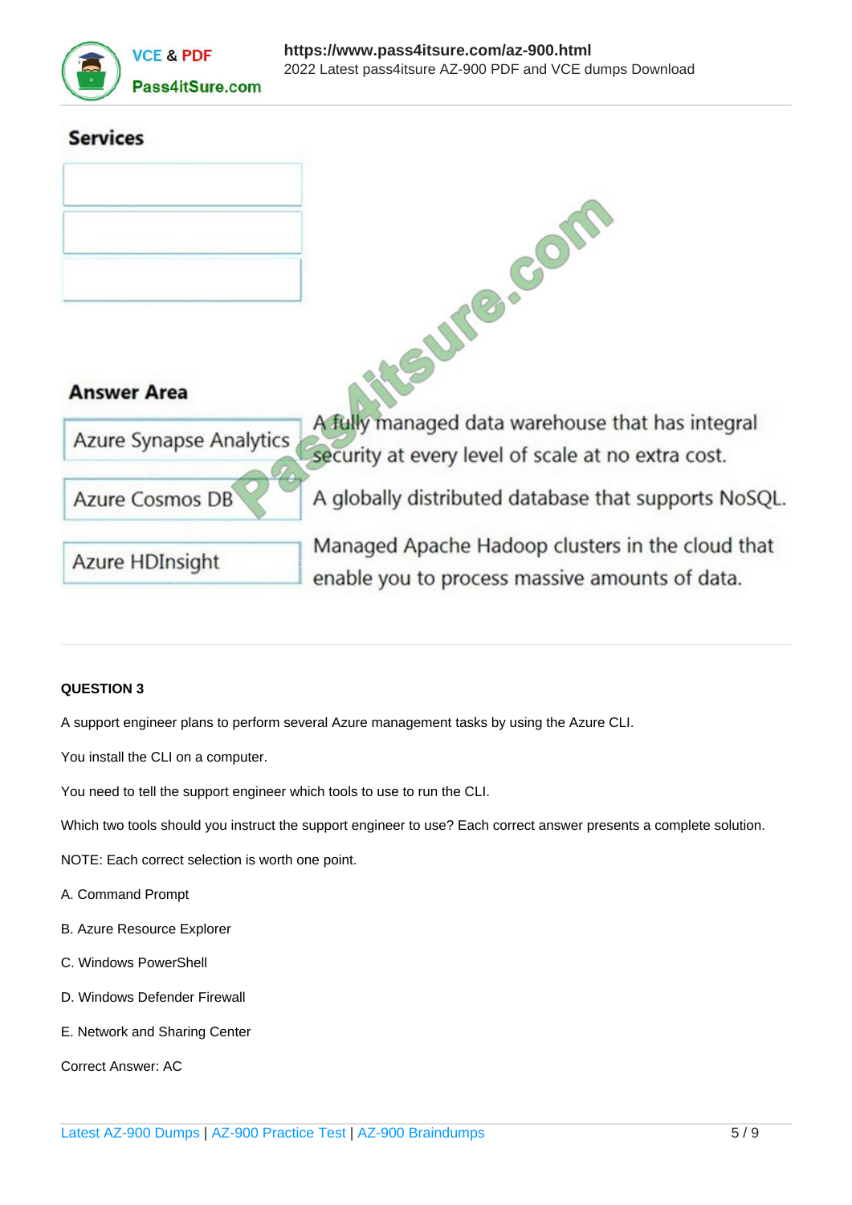**Services**

| |
|---|
| |
| |
| |

**Answer Area**

| | |
|---|---|
| Azure Synapse Analytics | A fully managed data warehouse that has integral security at every level of scale at no extra cost. |
| Azure Cosmos DB | A globally distributed database that supports NoSQL. |
| Azure HDInsight | Managed Apache Hadoop clusters in the cloud that enable you to process massive amounts of data. |

**QUESTION 3**

A support engineer plans to perform several Azure management tasks by using the Azure CLI.

You install the CLI on a computer.

You need to tell the support engineer which tools to use to run the CLI.

Which two tools should you instruct the support engineer to use? Each correct answer presents a complete solution.

NOTE: Each correct selection is worth one point.

A. Command Prompt

B. Azure Resource Explorer

C. Windows PowerShell

D. Windows Defender Firewall

E. Network and Sharing Center

Correct Answer: AC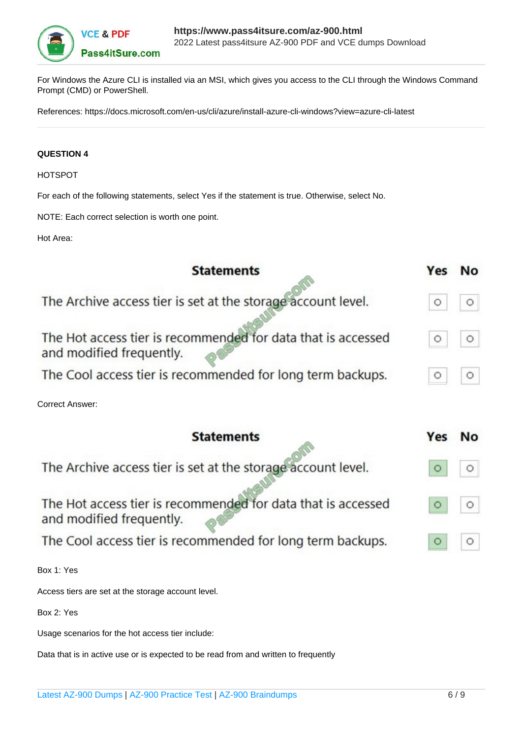For Windows the Azure CLI is installed via an MSI, which gives you access to the CLI through the Windows Command Prompt (CMD) or PowerShell.

References: https://docs.microsoft.com/en-us/cli/azure/install-azure-cli-windows?view=azure-cli-latest

**QUESTION 4**

HOTSPOT

For each of the following statements, select Yes if the statement is true. Otherwise, select No.

NOTE: Each correct selection is worth one point.

Hot Area:

| Statements | Yes | No |
| --- | --- | --- |
| The Archive access tier is set at the storage account level. | ○ | ○ |
| The Hot access tier is recommended for data that is accessed and modified frequently. | ○ | ○ |
| The Cool access tier is recommended for long term backups. | ○ | ○ |

Correct Answer:

| Statements | Yes | No |
| --- | --- | --- |
| The Archive access tier is set at the storage account level. | ● | ○ |
| The Hot access tier is recommended for data that is accessed and modified frequently. | ● | ○ |
| The Cool access tier is recommended for long term backups. | ● | ○ |

Box 1: Yes

Access tiers are set at the storage account level.

Box 2: Yes

Usage scenarios for the hot access tier include:

Data that is in active use or is expected to be read from and written to frequently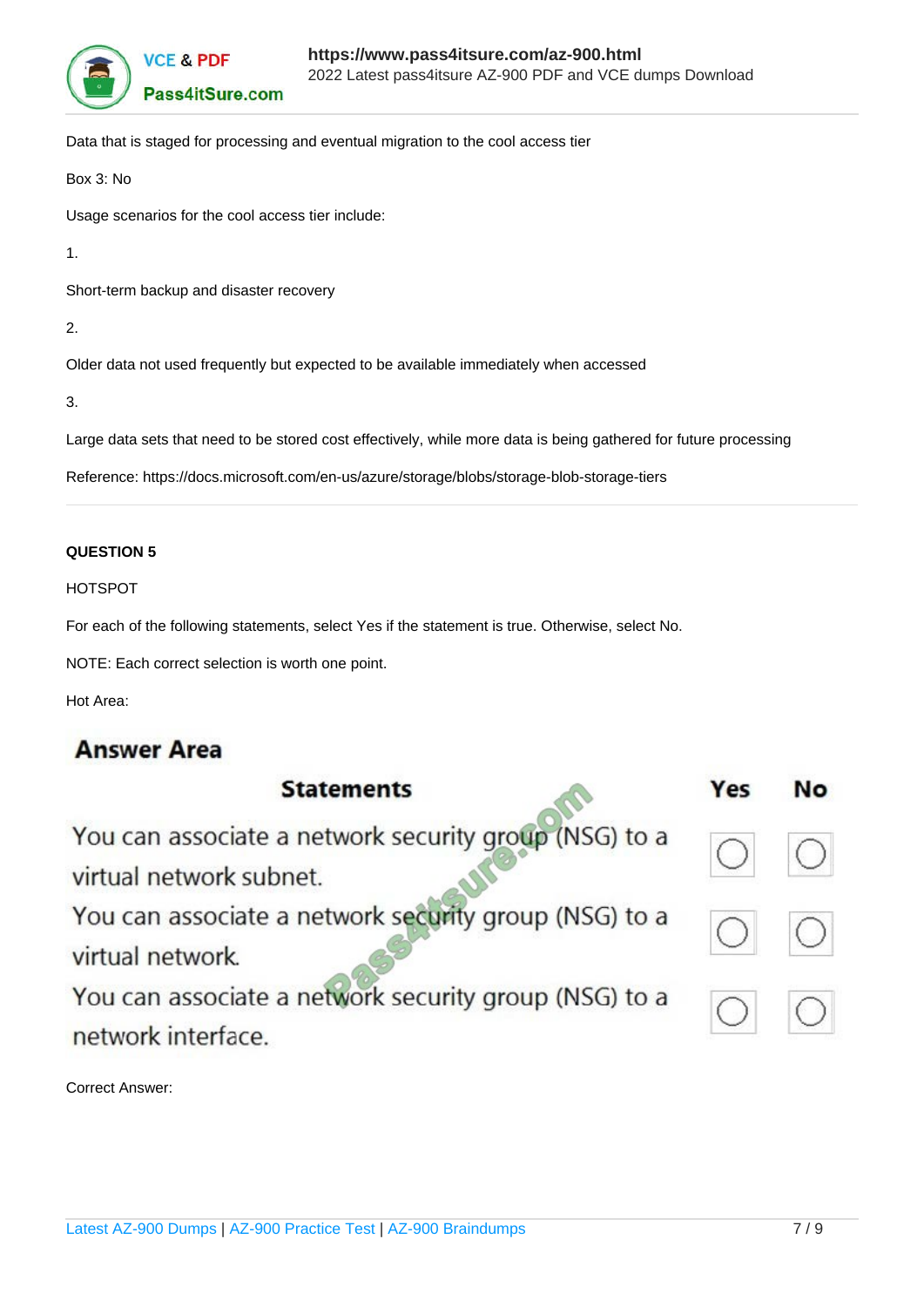Data that is staged for processing and eventual migration to the cool access tier

Box 3: No

Usage scenarios for the cool access tier include:

1.

Short-term backup and disaster recovery

2.

Older data not used frequently but expected to be available immediately when accessed

3.

Large data sets that need to be stored cost effectively, while more data is being gathered for future processing

Reference: https://docs.microsoft.com/en-us/azure/storage/blobs/storage-blob-storage-tiers

**QUESTION 5**

HOTSPOT

For each of the following statements, select Yes if the statement is true. Otherwise, select No.

NOTE: Each correct selection is worth one point.

Hot Area:

**Answer Area**

| Statements | Yes | No |
|---|---|---|
| You can associate a network security group (NSG) to a virtual network subnet. | ○ | ○ |
| You can associate a network security group (NSG) to a virtual network. | ○ | ○ |
| You can associate a network security group (NSG) to a network interface. | ○ | ○ |

Correct Answer: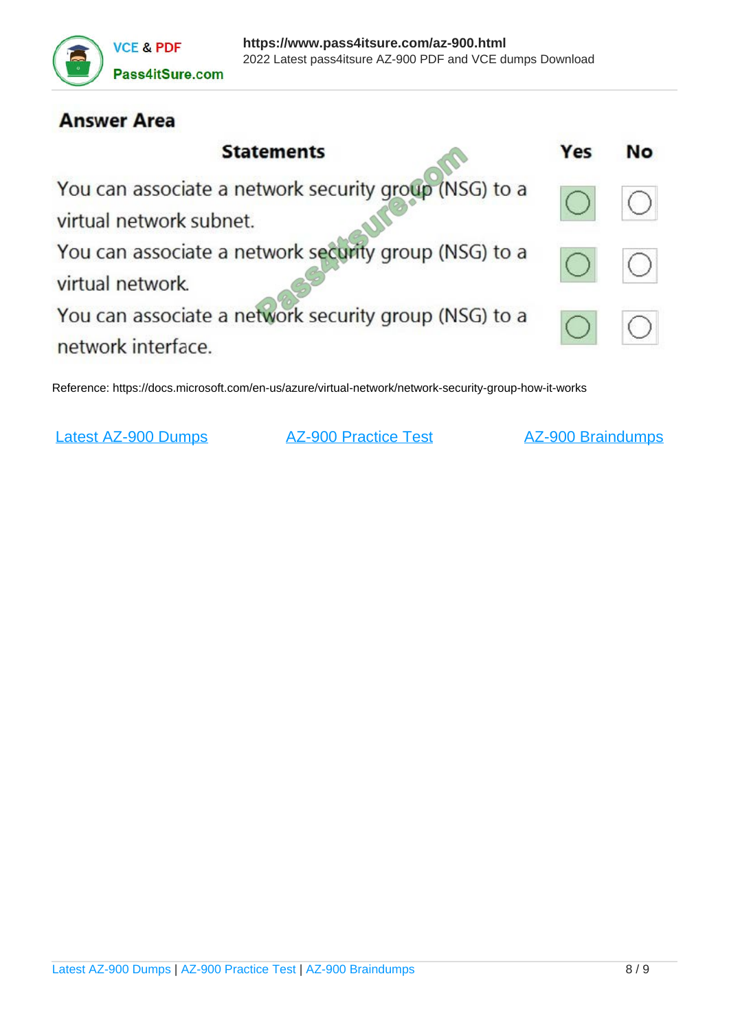## Answer Area

| Statements | Yes | No |
|---|---|---|
| You can associate a network security group (NSG) to a virtual network subnet. | ○ | ○ |
| You can associate a network security group (NSG) to a virtual network. | ○ | ○ |
| You can associate a network security group (NSG) to a network interface. | ○ | ○ |

Reference: https://docs.microsoft.com/en-us/azure/virtual-network/network-security-group-how-it-works

Latest AZ-900 Dumps    AZ-900 Practice Test    AZ-900 Braindumps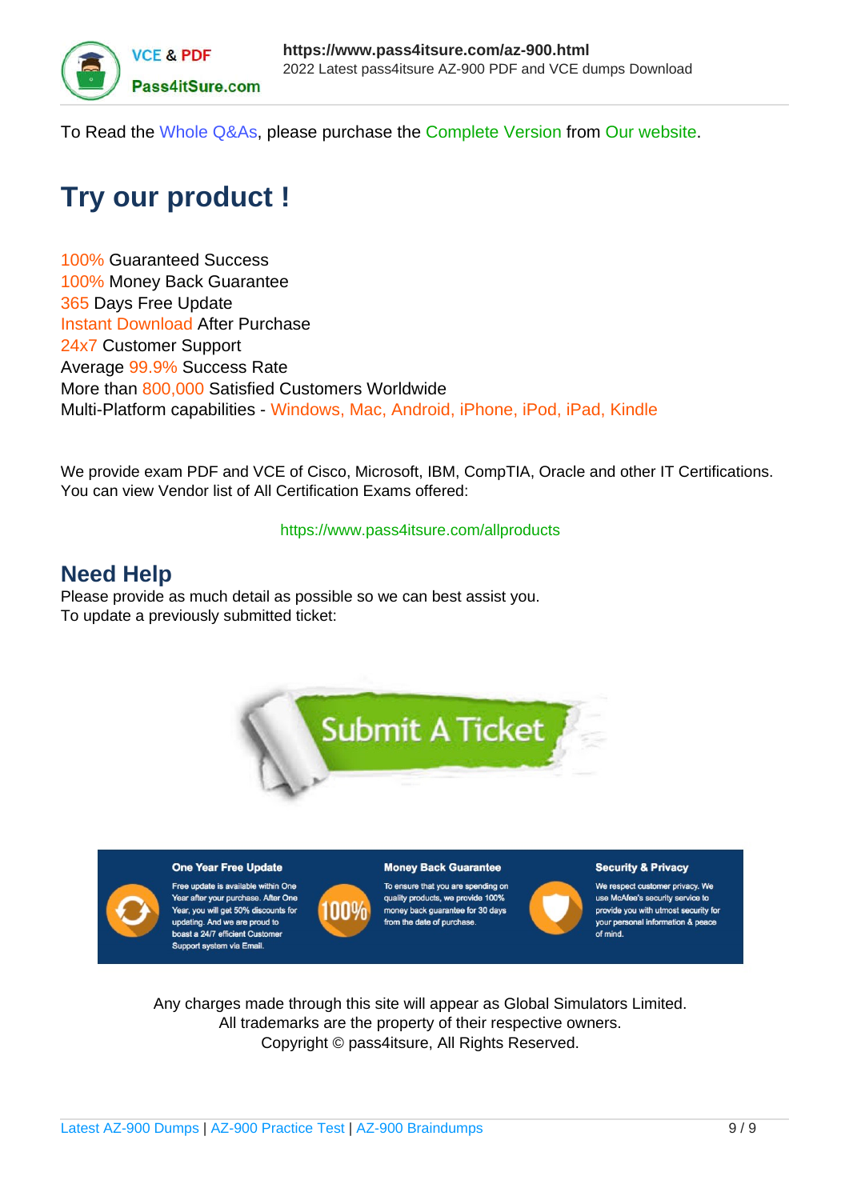To Read the Whole Q&As, please purchase the Complete Version from Our website.

# Try our product !

100% Guaranteed Success
100% Money Back Guarantee
365 Days Free Update
Instant Download After Purchase
24x7 Customer Support
Average 99.9% Success Rate
More than 800,000 Satisfied Customers Worldwide
Multi-Platform capabilities - Windows, Mac, Android, iPhone, iPod, iPad, Kindle

We provide exam PDF and VCE of Cisco, Microsoft, IBM, CompTIA, Oracle and other IT Certifications.
You can view Vendor list of All Certification Exams offered:

https://www.pass4itsure.com/allproducts

## Need Help

Please provide as much detail as possible so we can best assist you.
To update a previously submitted ticket:

Submit A Ticket

**One Year Free Update**
Free update is available within One Year after your purchase. After One Year, you will get 50% discounts for updating. And we are proud to boast a 24/7 efficient Customer Support system via Email.

**Money Back Guarantee**
To ensure that you are spending on quality products, we provide 100% money back guarantee for 30 days from the date of purchase.

**Security & Privacy**
We respect customer privacy. We use McAfee's security service to provide you with utmost security for your personal information & peace of mind.

Any charges made through this site will appear as Global Simulators Limited.
All trademarks are the property of their respective owners.
Copyright © pass4itsure, All Rights Reserved.